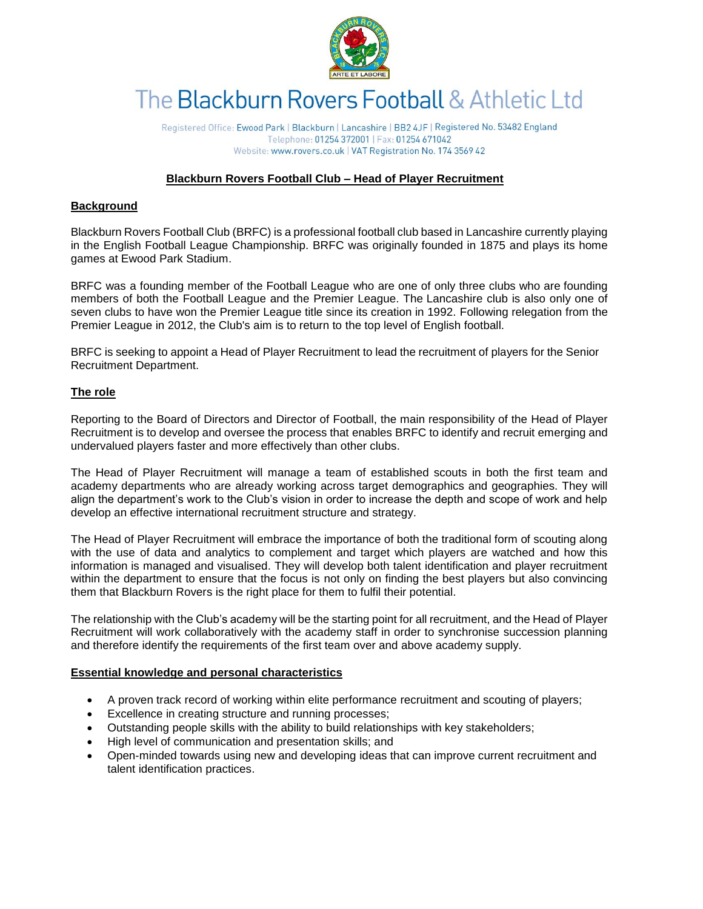# The Blackburn Rovers Football & Athletic Ltd

Registered Office: Ewood Park | Blackburn | Lancashire | BB2 4JF | Registered No. 53482 England
Telephone: 01254 372001 | Fax: 01254 671042
Website: www.rovers.co.uk | VAT Registration No. 174 3569 42

## Blackburn Rovers Football Club – Head of Player Recruitment

### Background

Blackburn Rovers Football Club (BRFC) is a professional football club based in Lancashire currently playing in the English Football League Championship. BRFC was originally founded in 1875 and plays its home games at Ewood Park Stadium.

BRFC was a founding member of the Football League who are one of only three clubs who are founding members of both the Football League and the Premier League. The Lancashire club is also only one of seven clubs to have won the Premier League title since its creation in 1992. Following relegation from the Premier League in 2012, the Club's aim is to return to the top level of English football.

BRFC is seeking to appoint a Head of Player Recruitment to lead the recruitment of players for the Senior Recruitment Department.

### The role

Reporting to the Board of Directors and Director of Football, the main responsibility of the Head of Player Recruitment is to develop and oversee the process that enables BRFC to identify and recruit emerging and undervalued players faster and more effectively than other clubs.

The Head of Player Recruitment will manage a team of established scouts in both the first team and academy departments who are already working across target demographics and geographies. They will align the department's work to the Club's vision in order to increase the depth and scope of work and help develop an effective international recruitment structure and strategy.

The Head of Player Recruitment will embrace the importance of both the traditional form of scouting along with the use of data and analytics to complement and target which players are watched and how this information is managed and visualised. They will develop both talent identification and player recruitment within the department to ensure that the focus is not only on finding the best players but also convincing them that Blackburn Rovers is the right place for them to fulfil their potential.

The relationship with the Club's academy will be the starting point for all recruitment, and the Head of Player Recruitment will work collaboratively with the academy staff in order to synchronise succession planning and therefore identify the requirements of the first team over and above academy supply.

### Essential knowledge and personal characteristics

- A proven track record of working within elite performance recruitment and scouting of players;
- Excellence in creating structure and running processes;
- Outstanding people skills with the ability to build relationships with key stakeholders;
- High level of communication and presentation skills; and
- Open-minded towards using new and developing ideas that can improve current recruitment and talent identification practices.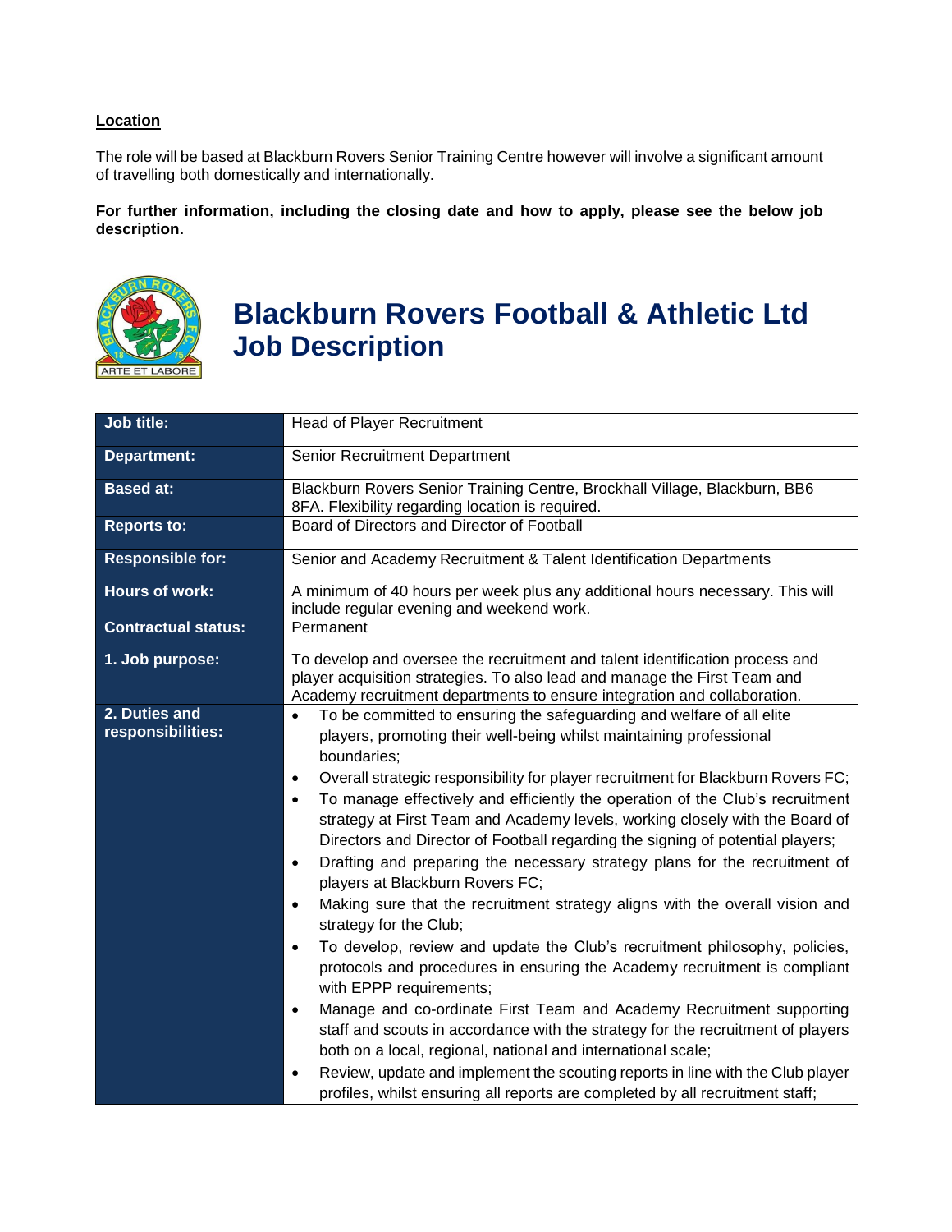**Location**

The role will be based at Blackburn Rovers Senior Training Centre however will involve a significant amount of travelling both domestically and internationally.

**For further information, including the closing date and how to apply, please see the below job description.**

# Blackburn Rovers Football & Athletic Ltd Job Description

| | |
|---|---|
| **Job title:** | Head of Player Recruitment |
| **Department:** | Senior Recruitment Department |
| **Based at:** | Blackburn Rovers Senior Training Centre, Brockhall Village, Blackburn, BB6 8FA. Flexibility regarding location is required. |
| **Reports to:** | Board of Directors and Director of Football |
| **Responsible for:** | Senior and Academy Recruitment & Talent Identification Departments |
| **Hours of work:** | A minimum of 40 hours per week plus any additional hours necessary. This will include regular evening and weekend work. |
| **Contractual status:** | Permanent |
| **1. Job purpose:** | To develop and oversee the recruitment and talent identification process and player acquisition strategies. To also lead and manage the First Team and Academy recruitment departments to ensure integration and collaboration. |
| **2. Duties and responsibilities:** | • To be committed to ensuring the safeguarding and welfare of all elite players, promoting their well-being whilst maintaining professional boundaries;<br>• Overall strategic responsibility for player recruitment for Blackburn Rovers FC;<br>• To manage effectively and efficiently the operation of the Club's recruitment strategy at First Team and Academy levels, working closely with the Board of Directors and Director of Football regarding the signing of potential players;<br>• Drafting and preparing the necessary strategy plans for the recruitment of players at Blackburn Rovers FC;<br>• Making sure that the recruitment strategy aligns with the overall vision and strategy for the Club;<br>• To develop, review and update the Club's recruitment philosophy, policies, protocols and procedures in ensuring the Academy recruitment is compliant with EPPP requirements;<br>• Manage and co-ordinate First Team and Academy Recruitment supporting staff and scouts in accordance with the strategy for the recruitment of players both on a local, regional, national and international scale;<br>• Review, update and implement the scouting reports in line with the Club player profiles, whilst ensuring all reports are completed by all recruitment staff; |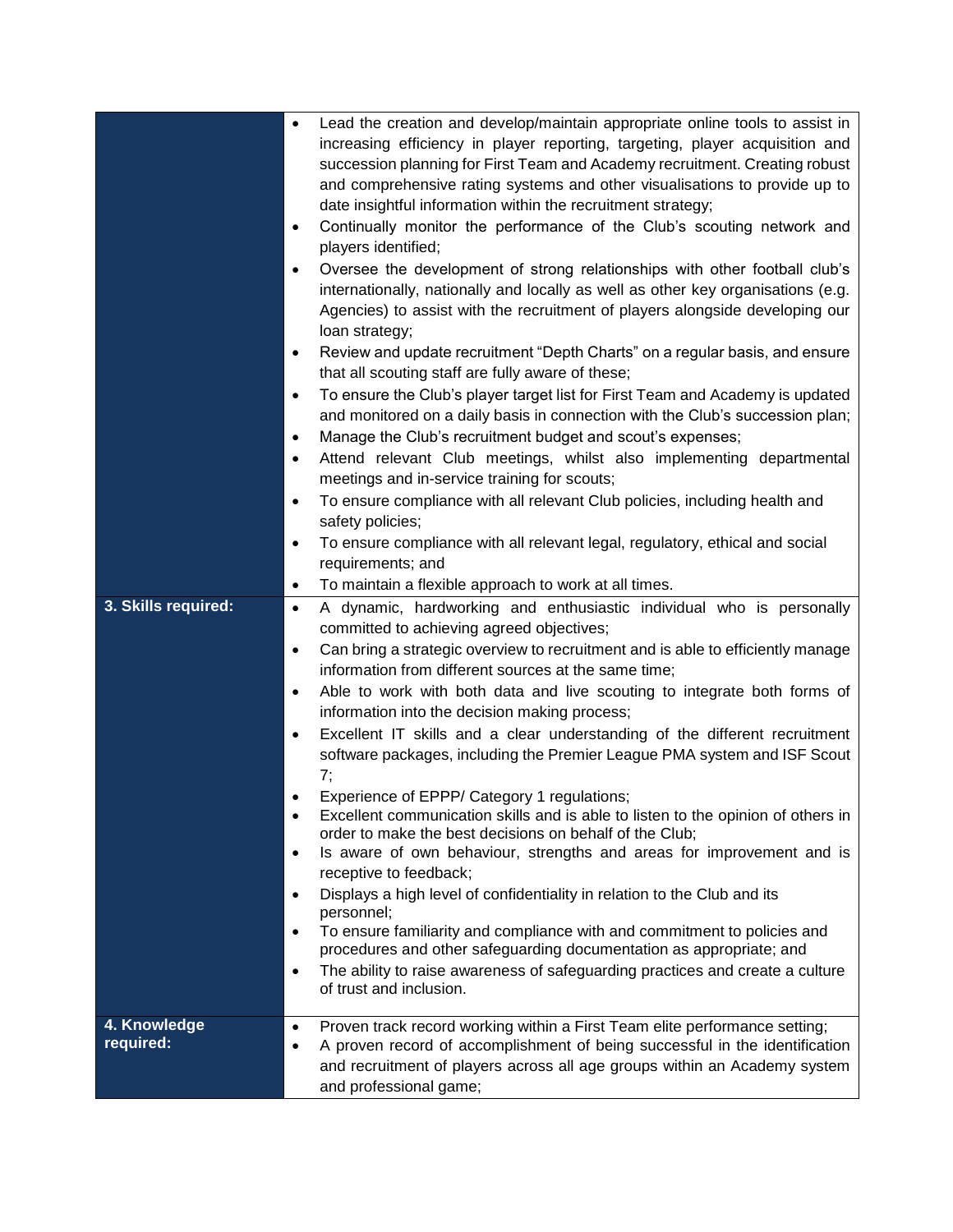| | |
|---|---|
| | • Lead the creation and develop/maintain appropriate online tools to assist in increasing efficiency in player reporting, targeting, player acquisition and succession planning for First Team and Academy recruitment. Creating robust and comprehensive rating systems and other visualisations to provide up to date insightful information within the recruitment strategy;<br>• Continually monitor the performance of the Club's scouting network and players identified;<br>• Oversee the development of strong relationships with other football club's internationally, nationally and locally as well as other key organisations (e.g. Agencies) to assist with the recruitment of players alongside developing our loan strategy;<br>• Review and update recruitment "Depth Charts" on a regular basis, and ensure that all scouting staff are fully aware of these;<br>• To ensure the Club's player target list for First Team and Academy is updated and monitored on a daily basis in connection with the Club's succession plan;<br>• Manage the Club's recruitment budget and scout's expenses;<br>• Attend relevant Club meetings, whilst also implementing departmental meetings and in-service training for scouts;<br>• To ensure compliance with all relevant Club policies, including health and safety policies;<br>• To ensure compliance with all relevant legal, regulatory, ethical and social requirements; and<br>• To maintain a flexible approach to work at all times. |
| **3. Skills required:** | • A dynamic, hardworking and enthusiastic individual who is personally committed to achieving agreed objectives;<br>• Can bring a strategic overview to recruitment and is able to efficiently manage information from different sources at the same time;<br>• Able to work with both data and live scouting to integrate both forms of information into the decision making process;<br>• Excellent IT skills and a clear understanding of the different recruitment software packages, including the Premier League PMA system and ISF Scout 7;<br>• Experience of EPPP/ Category 1 regulations;<br>• Excellent communication skills and is able to listen to the opinion of others in order to make the best decisions on behalf of the Club;<br>• Is aware of own behaviour, strengths and areas for improvement and is receptive to feedback;<br>• Displays a high level of confidentiality in relation to the Club and its personnel;<br>• To ensure familiarity and compliance with and commitment to policies and procedures and other safeguarding documentation as appropriate; and<br>• The ability to raise awareness of safeguarding practices and create a culture of trust and inclusion. |
| **4. Knowledge required:** | • Proven track record working within a First Team elite performance setting;<br>• A proven record of accomplishment of being successful in the identification and recruitment of players across all age groups within an Academy system and professional game; |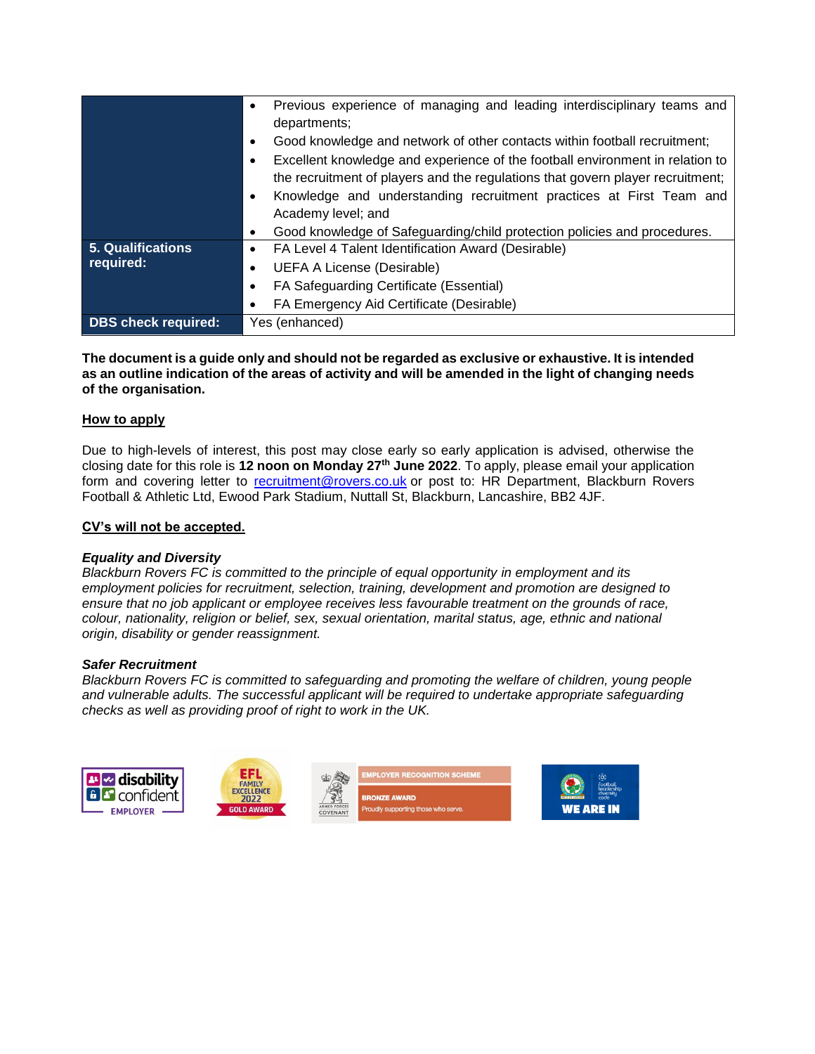| | |
|---|---|
| | • Previous experience of managing and leading interdisciplinary teams and departments;<br>• Good knowledge and network of other contacts within football recruitment;<br>• Excellent knowledge and experience of the football environment in relation to the recruitment of players and the regulations that govern player recruitment;<br>• Knowledge and understanding recruitment practices at First Team and Academy level; and<br>• Good knowledge of Safeguarding/child protection policies and procedures. |
| **5. Qualifications required:** | • FA Level 4 Talent Identification Award (Desirable)<br>• UEFA A License (Desirable)<br>• FA Safeguarding Certificate (Essential)<br>• FA Emergency Aid Certificate (Desirable) |
| **DBS check required:** | Yes (enhanced) |

**The document is a guide only and should not be regarded as exclusive or exhaustive. It is intended as an outline indication of the areas of activity and will be amended in the light of changing needs of the organisation.**

## How to apply

Due to high-levels of interest, this post may close early so early application is advised, otherwise the closing date for this role is **12 noon on Monday 27th June 2022**. To apply, please email your application form and covering letter to recruitment@rovers.co.uk or post to: HR Department, Blackburn Rovers Football & Athletic Ltd, Ewood Park Stadium, Nuttall St, Blackburn, Lancashire, BB2 4JF.

**CV's will not be accepted.**

***Equality and Diversity***

*Blackburn Rovers FC is committed to the principle of equal opportunity in employment and its employment policies for recruitment, selection, training, development and promotion are designed to ensure that no job applicant or employee receives less favourable treatment on the grounds of race, colour, nationality, religion or belief, sex, sexual orientation, marital status, age, ethnic and national origin, disability or gender reassignment.*

***Safer Recruitment***

*Blackburn Rovers FC is committed to safeguarding and promoting the welfare of children, young people and vulnerable adults. The successful applicant will be required to undertake appropriate safeguarding checks as well as providing proof of right to work in the UK.*

disability confident EMPLOYER

EFL FAMILY EXCELLENCE 2022 GOLD AWARD

ARMED FORCES COVENANT EMPLOYER RECOGNITION SCHEME BRONZE AWARD Proudly supporting those who serve.

football leadership diversity code WE ARE IN